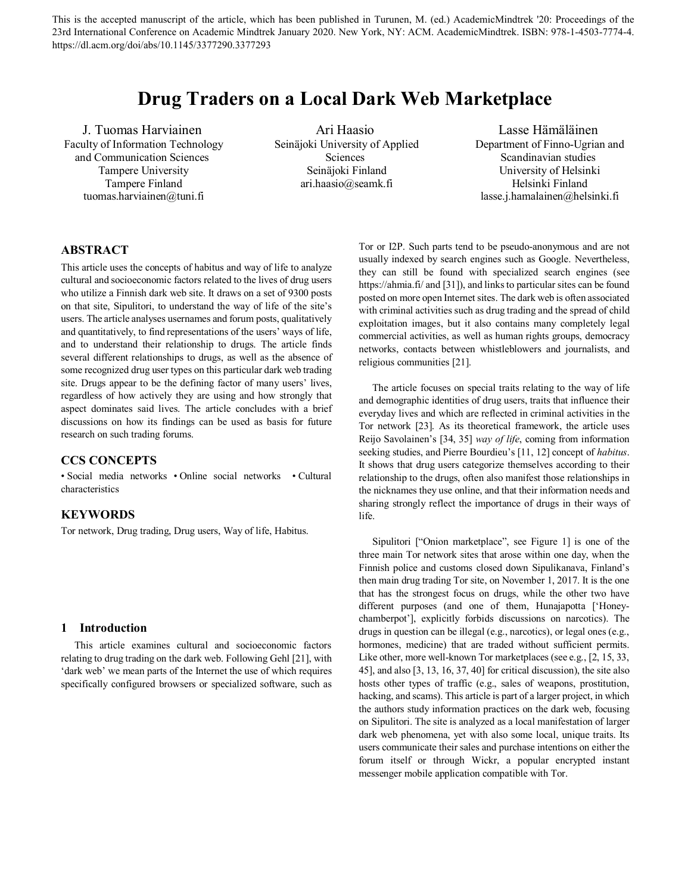This is the accepted manuscript of the article, which has been published in Turunen, M. (ed.) AcademicMindtrek '20: Proceedings of the 23rd International Conference on Academic Mindtrek January 2020. New York, NY: ACM. AcademicMindtrek. ISBN: 978-1-4503-7774-4. https://dl.acm.org/doi/abs/10.1145/3377290.3377293

# Drug Traders on a Local Dark Web Marketplace

J. Tuomas Harviainen
Faculty of Information Technology and Communication Sciences
Tampere University
Tampere Finland
tuomas.harviainen@tuni.fi

Ari Haasio
Seinäjoki University of Applied Sciences
Seinäjoki Finland
ari.haasio@seamk.fi

Lasse Hämäläinen
Department of Finno-Ugrian and Scandinavian studies
University of Helsinki
Helsinki Finland
lasse.j.hamalainen@helsinki.fi

## ABSTRACT

This article uses the concepts of habitus and way of life to analyze cultural and socioeconomic factors related to the lives of drug users who utilize a Finnish dark web site. It draws on a set of 9300 posts on that site, Sipulitori, to understand the way of life of the site's users. The article analyses usernames and forum posts, qualitatively and quantitatively, to find representations of the users' ways of life, and to understand their relationship to drugs. The article finds several different relationships to drugs, as well as the absence of some recognized drug user types on this particular dark web trading site. Drugs appear to be the defining factor of many users' lives, regardless of how actively they are using and how strongly that aspect dominates said lives. The article concludes with a brief discussions on how its findings can be used as basis for future research on such trading forums.

## CCS CONCEPTS

• Social media networks • Online social networks • Cultural characteristics

## KEYWORDS

Tor network, Drug trading, Drug users, Way of life, Habitus.

## 1 Introduction

This article examines cultural and socioeconomic factors relating to drug trading on the dark web. Following Gehl [21], with 'dark web' we mean parts of the Internet the use of which requires specifically configured browsers or specialized software, such as Tor or I2P. Such parts tend to be pseudo-anonymous and are not usually indexed by search engines such as Google. Nevertheless, they can still be found with specialized search engines (see https://ahmia.fi/ and [31]), and links to particular sites can be found posted on more open Internet sites. The dark web is often associated with criminal activities such as drug trading and the spread of child exploitation images, but it also contains many completely legal commercial activities, as well as human rights groups, democracy networks, contacts between whistleblowers and journalists, and religious communities [21].

The article focuses on special traits relating to the way of life and demographic identities of drug users, traits that influence their everyday lives and which are reflected in criminal activities in the Tor network [23]. As its theoretical framework, the article uses Reijo Savolainen's [34, 35] *way of life*, coming from information seeking studies, and Pierre Bourdieu's [11, 12] concept of *habitus*. It shows that drug users categorize themselves according to their relationship to the drugs, often also manifest those relationships in the nicknames they use online, and that their information needs and sharing strongly reflect the importance of drugs in their ways of life.

Sipulitori ["Onion marketplace", see Figure 1] is one of the three main Tor network sites that arose within one day, when the Finnish police and customs closed down Sipulikanava, Finland's then main drug trading Tor site, on November 1, 2017. It is the one that has the strongest focus on drugs, while the other two have different purposes (and one of them, Hunajapotta ['Honey-chamberpot'], explicitly forbids discussions on narcotics). The drugs in question can be illegal (e.g., narcotics), or legal ones (e.g., hormones, medicine) that are traded without sufficient permits. Like other, more well-known Tor marketplaces (see e.g., [2, 15, 33, 45], and also [3, 13, 16, 37, 40] for critical discussion), the site also hosts other types of traffic (e.g., sales of weapons, prostitution, hacking, and scams). This article is part of a larger project, in which the authors study information practices on the dark web, focusing on Sipulitori. The site is analyzed as a local manifestation of larger dark web phenomena, yet with also some local, unique traits. Its users communicate their sales and purchase intentions on either the forum itself or through Wickr, a popular encrypted instant messenger mobile application compatible with Tor.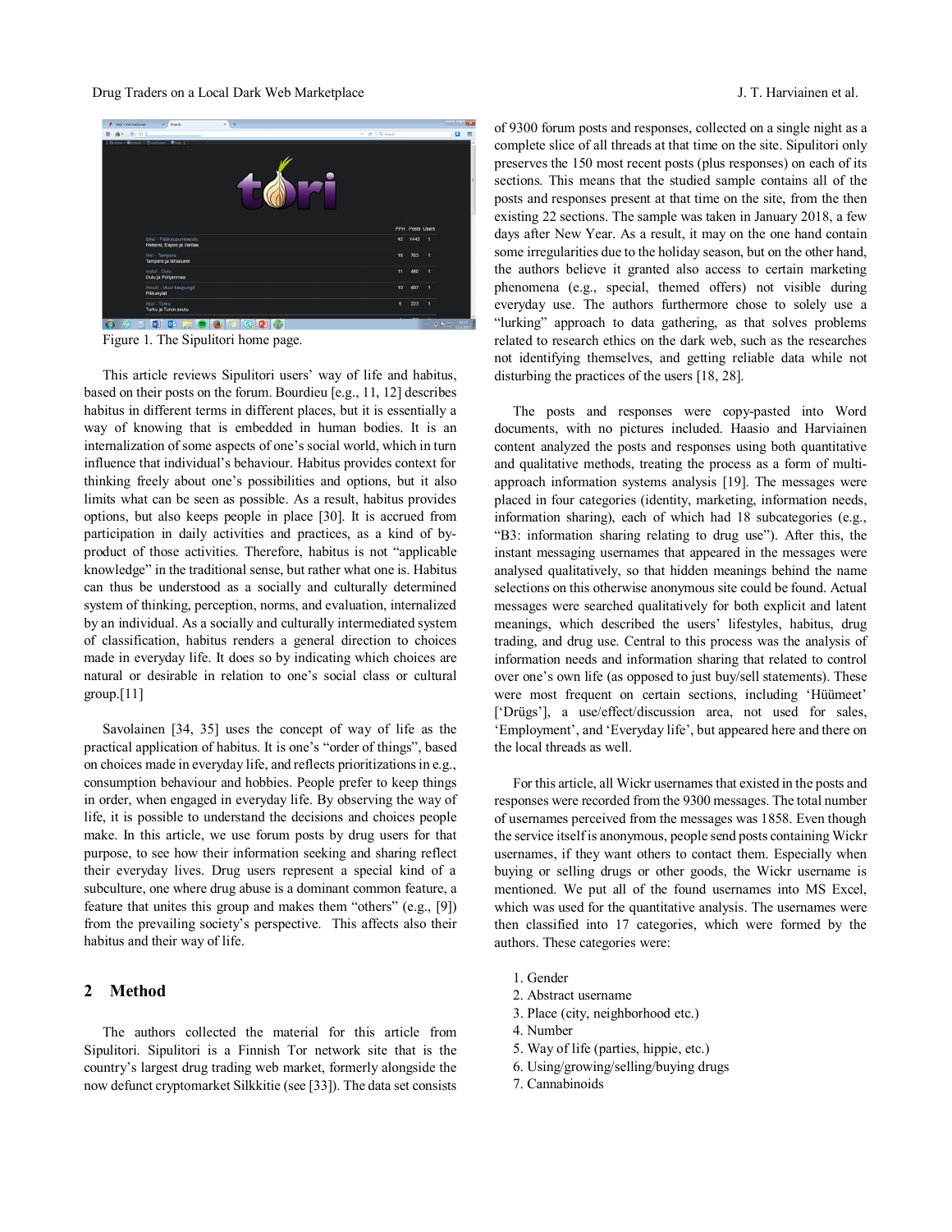Figure 1. The Sipulitori home page.

This article reviews Sipulitori users' way of life and habitus, based on their posts on the forum. Bourdieu [e.g., 11, 12] describes habitus in different terms in different places, but it is essentially a way of knowing that is embedded in human bodies. It is an internalization of some aspects of one's social world, which in turn influence that individual's behaviour. Habitus provides context for thinking freely about one's possibilities and options, but it also limits what can be seen as possible. As a result, habitus provides options, but also keeps people in place [30]. It is accrued from participation in daily activities and practices, as a kind of by-product of those activities. Therefore, habitus is not "applicable knowledge" in the traditional sense, but rather what one is. Habitus can thus be understood as a socially and culturally determined system of thinking, perception, norms, and evaluation, internalized by an individual. As a socially and culturally intermediated system of classification, habitus renders a general direction to choices made in everyday life. It does so by indicating which choices are natural or desirable in relation to one's social class or cultural group.[11]

Savolainen [34, 35] uses the concept of way of life as the practical application of habitus. It is one's "order of things", based on choices made in everyday life, and reflects prioritizations in e.g., consumption behaviour and hobbies. People prefer to keep things in order, when engaged in everyday life. By observing the way of life, it is possible to understand the decisions and choices people make. In this article, we use forum posts by drug users for that purpose, to see how their information seeking and sharing reflect their everyday lives. Drug users represent a special kind of a subculture, one where drug abuse is a dominant common feature, a feature that unites this group and makes them "others" (e.g., [9]) from the prevailing society's perspective. This affects also their habitus and their way of life.

## 2 Method

The authors collected the material for this article from Sipulitori. Sipulitori is a Finnish Tor network site that is the country's largest drug trading web market, formerly alongside the now defunct cryptomarket Silkkitie (see [33]). The data set consists of 9300 forum posts and responses, collected on a single night as a complete slice of all threads at that time on the site. Sipulitori only preserves the 150 most recent posts (plus responses) on each of its sections. This means that the studied sample contains all of the posts and responses present at that time on the site, from the then existing 22 sections. The sample was taken in January 2018, a few days after New Year. As a result, it may on the one hand contain some irregularities due to the holiday season, but on the other hand, the authors believe it granted also access to certain marketing phenomena (e.g., special, themed offers) not visible during everyday use. The authors furthermore chose to solely use a "lurking" approach to data gathering, as that solves problems related to research ethics on the dark web, such as the researches not identifying themselves, and getting reliable data while not disturbing the practices of the users [18, 28].

The posts and responses were copy-pasted into Word documents, with no pictures included. Haasio and Harviainen content analyzed the posts and responses using both quantitative and qualitative methods, treating the process as a form of multi-approach information systems analysis [19]. The messages were placed in four categories (identity, marketing, information needs, information sharing), each of which had 18 subcategories (e.g., "B3: information sharing relating to drug use"). After this, the instant messaging usernames that appeared in the messages were analysed qualitatively, so that hidden meanings behind the name selections on this otherwise anonymous site could be found. Actual messages were searched qualitatively for both explicit and latent meanings, which described the users' lifestyles, habitus, drug trading, and drug use. Central to this process was the analysis of information needs and information sharing that related to control over one's own life (as opposed to just buy/sell statements). These were most frequent on certain sections, including 'Hüümeet' ['Drügs'], a use/effect/discussion area, not used for sales, 'Employment', and 'Everyday life', but appeared here and there on the local threads as well.

For this article, all Wickr usernames that existed in the posts and responses were recorded from the 9300 messages. The total number of usernames perceived from the messages was 1858. Even though the service itself is anonymous, people send posts containing Wickr usernames, if they want others to contact them. Especially when buying or selling drugs or other goods, the Wickr username is mentioned. We put all of the found usernames into MS Excel, which was used for the quantitative analysis. The usernames were then classified into 17 categories, which were formed by the authors. These categories were:

1. Gender
2. Abstract username
3. Place (city, neighborhood etc.)
4. Number
5. Way of life (parties, hippie, etc.)
6. Using/growing/selling/buying drugs
7. Cannabinoids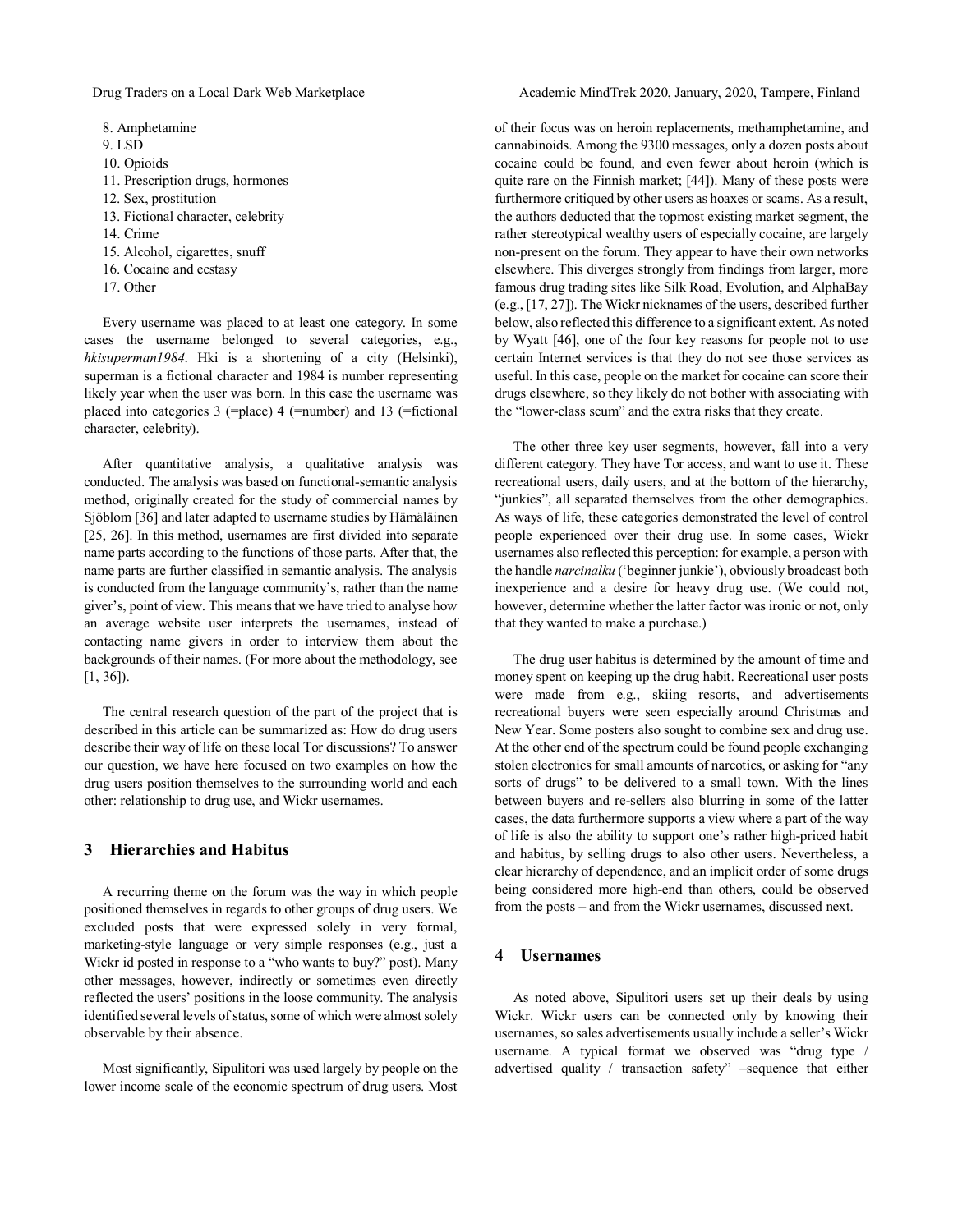8. Amphetamine
9. LSD
10. Opioids
11. Prescription drugs, hormones
12. Sex, prostitution
13. Fictional character, celebrity
14. Crime
15. Alcohol, cigarettes, snuff
16. Cocaine and ecstasy
17. Other

Every username was placed to at least one category. In some cases the username belonged to several categories, e.g., *hkisuperman1984*. Hki is a shortening of a city (Helsinki), superman is a fictional character and 1984 is number representing likely year when the user was born. In this case the username was placed into categories 3 (=place) 4 (=number) and 13 (=fictional character, celebrity).

After quantitative analysis, a qualitative analysis was conducted. The analysis was based on functional-semantic analysis method, originally created for the study of commercial names by Sjöblom [36] and later adapted to username studies by Hämäläinen [25, 26]. In this method, usernames are first divided into separate name parts according to the functions of those parts. After that, the name parts are further classified in semantic analysis. The analysis is conducted from the language community's, rather than the name giver's, point of view. This means that we have tried to analyse how an average website user interprets the usernames, instead of contacting name givers in order to interview them about the backgrounds of their names. (For more about the methodology, see [1, 36]).

The central research question of the part of the project that is described in this article can be summarized as: How do drug users describe their way of life on these local Tor discussions? To answer our question, we have here focused on two examples on how the drug users position themselves to the surrounding world and each other: relationship to drug use, and Wickr usernames.

## 3 Hierarchies and Habitus

A recurring theme on the forum was the way in which people positioned themselves in regards to other groups of drug users. We excluded posts that were expressed solely in very formal, marketing-style language or very simple responses (e.g., just a Wickr id posted in response to a "who wants to buy?" post). Many other messages, however, indirectly or sometimes even directly reflected the users' positions in the loose community. The analysis identified several levels of status, some of which were almost solely observable by their absence.

Most significantly, Sipulitori was used largely by people on the lower income scale of the economic spectrum of drug users. Most of their focus was on heroin replacements, methamphetamine, and cannabinoids. Among the 9300 messages, only a dozen posts about cocaine could be found, and even fewer about heroin (which is quite rare on the Finnish market; [44]). Many of these posts were furthermore critiqued by other users as hoaxes or scams. As a result, the authors deducted that the topmost existing market segment, the rather stereotypical wealthy users of especially cocaine, are largely non-present on the forum. They appear to have their own networks elsewhere. This diverges strongly from findings from larger, more famous drug trading sites like Silk Road, Evolution, and AlphaBay (e.g., [17, 27]). The Wickr nicknames of the users, described further below, also reflected this difference to a significant extent. As noted by Wyatt [46], one of the four key reasons for people not to use certain Internet services is that they do not see those services as useful. In this case, people on the market for cocaine can score their drugs elsewhere, so they likely do not bother with associating with the "lower-class scum" and the extra risks that they create.

The other three key user segments, however, fall into a very different category. They have Tor access, and want to use it. These recreational users, daily users, and at the bottom of the hierarchy, "junkies", all separated themselves from the other demographics. As ways of life, these categories demonstrated the level of control people experienced over their drug use. In some cases, Wickr usernames also reflected this perception: for example, a person with the handle *narcinalku* ('beginner junkie'), obviously broadcast both inexperience and a desire for heavy drug use. (We could not, however, determine whether the latter factor was ironic or not, only that they wanted to make a purchase.)

The drug user habitus is determined by the amount of time and money spent on keeping up the drug habit. Recreational user posts were made from e.g., skiing resorts, and advertisements recreational buyers were seen especially around Christmas and New Year. Some posters also sought to combine sex and drug use. At the other end of the spectrum could be found people exchanging stolen electronics for small amounts of narcotics, or asking for "any sorts of drugs" to be delivered to a small town. With the lines between buyers and re-sellers also blurring in some of the latter cases, the data furthermore supports a view where a part of the way of life is also the ability to support one's rather high-priced habit and habitus, by selling drugs to also other users. Nevertheless, a clear hierarchy of dependence, and an implicit order of some drugs being considered more high-end than others, could be observed from the posts – and from the Wickr usernames, discussed next.

## 4 Usernames

As noted above, Sipulitori users set up their deals by using Wickr. Wickr users can be connected only by knowing their usernames, so sales advertisements usually include a seller's Wickr username. A typical format we observed was "drug type / advertised quality / transaction safety" –sequence that either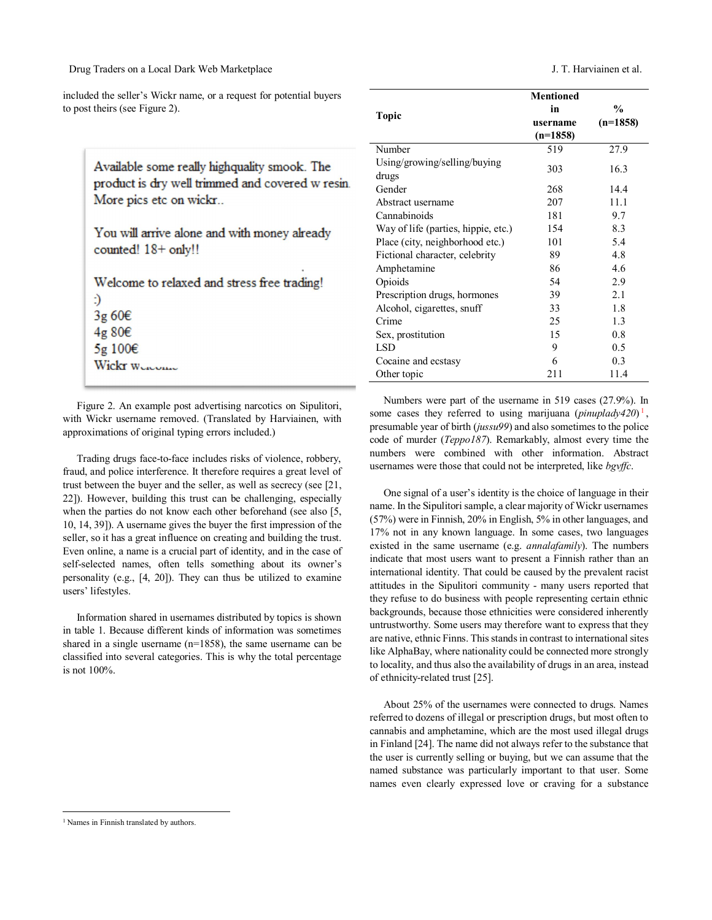included the seller's Wickr name, or a request for potential buyers to post theirs (see Figure 2).

Available some really highquality smook. The product is dry well trimmed and covered w resin. More pics etc on wickr..

You will arrive alone and with money already counted! 18+ only!!

Welcome to relaxed and stress free trading! :)
3g 60€
4g 80€
5g 100€
Wickr welcome

Figure 2. An example post advertising narcotics on Sipulitori, with Wickr username removed. (Translated by Harviainen, with approximations of original typing errors included.)

Trading drugs face-to-face includes risks of violence, robbery, fraud, and police interference. It therefore requires a great level of trust between the buyer and the seller, as well as secrecy (see [21, 22]). However, building this trust can be challenging, especially when the parties do not know each other beforehand (see also [5, 10, 14, 39]). A username gives the buyer the first impression of the seller, so it has a great influence on creating and building the trust. Even online, a name is a crucial part of identity, and in the case of self-selected names, often tells something about its owner's personality (e.g., [4, 20]). They can thus be utilized to examine users' lifestyles.

Information shared in usernames distributed by topics is shown in table 1. Because different kinds of information was sometimes shared in a single username (n=1858), the same username can be classified into several categories. This is why the total percentage is not 100%.

| Topic | Mentioned in username (n=1858) | % (n=1858) |
|---|---|---|
| Number | 519 | 27.9 |
| Using/growing/selling/buying drugs | 303 | 16.3 |
| Gender | 268 | 14.4 |
| Abstract username | 207 | 11.1 |
| Cannabinoids | 181 | 9.7 |
| Way of life (parties, hippie, etc.) | 154 | 8.3 |
| Place (city, neighborhood etc.) | 101 | 5.4 |
| Fictional character, celebrity | 89 | 4.8 |
| Amphetamine | 86 | 4.6 |
| Opioids | 54 | 2.9 |
| Prescription drugs, hormones | 39 | 2.1 |
| Alcohol, cigarettes, snuff | 33 | 1.8 |
| Crime | 25 | 1.3 |
| Sex, prostitution | 15 | 0.8 |
| LSD | 9 | 0.5 |
| Cocaine and ecstasy | 6 | 0.3 |
| Other topic | 211 | 11.4 |

Numbers were part of the username in 519 cases (27.9%). In some cases they referred to using marijuana (*pinuplady420*)[1], presumable year of birth (*jussu99*) and also sometimes to the police code of murder (*Teppo187*). Remarkably, almost every time the numbers were combined with other information. Abstract usernames were those that could not be interpreted, like *bgvffc*.

One signal of a user's identity is the choice of language in their name. In the Sipulitori sample, a clear majority of Wickr usernames (57%) were in Finnish, 20% in English, 5% in other languages, and 17% not in any known language. In some cases, two languages existed in the same username (e.g. *annalafamily*). The numbers indicate that most users want to present a Finnish rather than an international identity. That could be caused by the prevalent racist attitudes in the Sipulitori community - many users reported that they refuse to do business with people representing certain ethnic backgrounds, because those ethnicities were considered inherently untrustworthy. Some users may therefore want to express that they are native, ethnic Finns. This stands in contrast to international sites like AlphaBay, where nationality could be connected more strongly to locality, and thus also the availability of drugs in an area, instead of ethnicity-related trust [25].

About 25% of the usernames were connected to drugs. Names referred to dozens of illegal or prescription drugs, but most often to cannabis and amphetamine, which are the most used illegal drugs in Finland [24]. The name did not always refer to the substance that the user is currently selling or buying, but we can assume that the named substance was particularly important to that user. Some names even clearly expressed love or craving for a substance

[1] Names in Finnish translated by authors.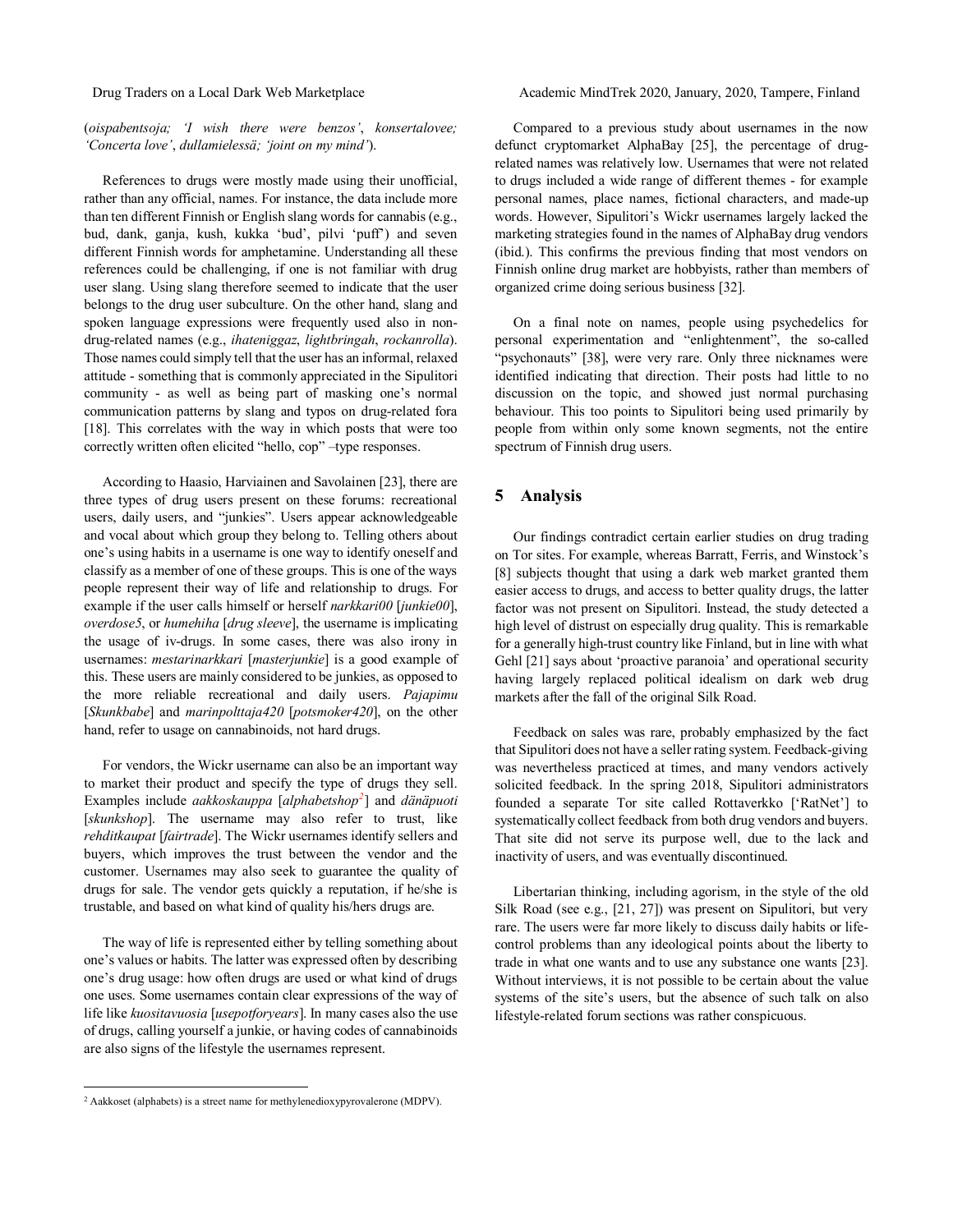(*oispabentsoja; 'I wish there were benzos'*, *konsertalovee; 'Concerta love'*, *dullamielessä; 'joint on my mind'*).

References to drugs were mostly made using their unofficial, rather than any official, names. For instance, the data include more than ten different Finnish or English slang words for cannabis (e.g., bud, dank, ganja, kush, kukka 'bud', pilvi 'puff') and seven different Finnish words for amphetamine. Understanding all these references could be challenging, if one is not familiar with drug user slang. Using slang therefore seemed to indicate that the user belongs to the drug user subculture. On the other hand, slang and spoken language expressions were frequently used also in non-drug-related names (e.g., *ihateniggaz*, *lightbringah*, *rockanrolla*). Those names could simply tell that the user has an informal, relaxed attitude - something that is commonly appreciated in the Sipulitori community - as well as being part of masking one's normal communication patterns by slang and typos on drug-related fora [18]. This correlates with the way in which posts that were too correctly written often elicited "hello, cop" –type responses.

According to Haasio, Harviainen and Savolainen [23], there are three types of drug users present on these forums: recreational users, daily users, and "junkies". Users appear acknowledgeable and vocal about which group they belong to. Telling others about one's using habits in a username is one way to identify oneself and classify as a member of one of these groups. This is one of the ways people represent their way of life and relationship to drugs. For example if the user calls himself or herself *narkkari00* [*junkie00*], *overdose5*, or *humehiha* [*drug sleeve*], the username is implicating the usage of iv-drugs. In some cases, there was also irony in usernames: *mestarinarkkari* [*masterjunkie*] is a good example of this. These users are mainly considered to be junkies, as opposed to the more reliable recreational and daily users. *Pajapimu* [*Skunkbabe*] and *marinpolttaja420* [*potsmoker420*], on the other hand, refer to usage on cannabinoids, not hard drugs.

For vendors, the Wickr username can also be an important way to market their product and specify the type of drugs they sell. Examples include *aakkoskauppa* [*alphabetshop*[2]] and *dänäpuoti* [*skunkshop*]. The username may also refer to trust, like *rehditkaupat* [*fairtrade*]. The Wickr usernames identify sellers and buyers, which improves the trust between the vendor and the customer. Usernames may also seek to guarantee the quality of drugs for sale. The vendor gets quickly a reputation, if he/she is trustable, and based on what kind of quality his/hers drugs are.

The way of life is represented either by telling something about one's values or habits. The latter was expressed often by describing one's drug usage: how often drugs are used or what kind of drugs one uses. Some usernames contain clear expressions of the way of life like *kuositavuosia* [*usepotforyears*]. In many cases also the use of drugs, calling yourself a junkie, or having codes of cannabinoids are also signs of the lifestyle the usernames represent.

Compared to a previous study about usernames in the now defunct cryptomarket AlphaBay [25], the percentage of drug-related names was relatively low. Usernames that were not related to drugs included a wide range of different themes - for example personal names, place names, fictional characters, and made-up words. However, Sipulitori's Wickr usernames largely lacked the marketing strategies found in the names of AlphaBay drug vendors (ibid.). This confirms the previous finding that most vendors on Finnish online drug market are hobbyists, rather than members of organized crime doing serious business [32].

On a final note on names, people using psychedelics for personal experimentation and "enlightenment", the so-called "psychonauts" [38], were very rare. Only three nicknames were identified indicating that direction. Their posts had little to no discussion on the topic, and showed just normal purchasing behaviour. This too points to Sipulitori being used primarily by people from within only some known segments, not the entire spectrum of Finnish drug users.

## 5 Analysis

Our findings contradict certain earlier studies on drug trading on Tor sites. For example, whereas Barratt, Ferris, and Winstock's [8] subjects thought that using a dark web market granted them easier access to drugs, and access to better quality drugs, the latter factor was not present on Sipulitori. Instead, the study detected a high level of distrust on especially drug quality. This is remarkable for a generally high-trust country like Finland, but in line with what Gehl [21] says about 'proactive paranoia' and operational security having largely replaced political idealism on dark web drug markets after the fall of the original Silk Road.

Feedback on sales was rare, probably emphasized by the fact that Sipulitori does not have a seller rating system. Feedback-giving was nevertheless practiced at times, and many vendors actively solicited feedback. In the spring 2018, Sipulitori administrators founded a separate Tor site called Rottaverkko ['RatNet'] to systematically collect feedback from both drug vendors and buyers. That site did not serve its purpose well, due to the lack and inactivity of users, and was eventually discontinued.

Libertarian thinking, including agorism, in the style of the old Silk Road (see e.g., [21, 27]) was present on Sipulitori, but very rare. The users were far more likely to discuss daily habits or life-control problems than any ideological points about the liberty to trade in what one wants and to use any substance one wants [23]. Without interviews, it is not possible to be certain about the value systems of the site's users, but the absence of such talk on also lifestyle-related forum sections was rather conspicuous.

[2] Aakkoset (alphabets) is a street name for methylenedioxypyrovalerone (MDPV).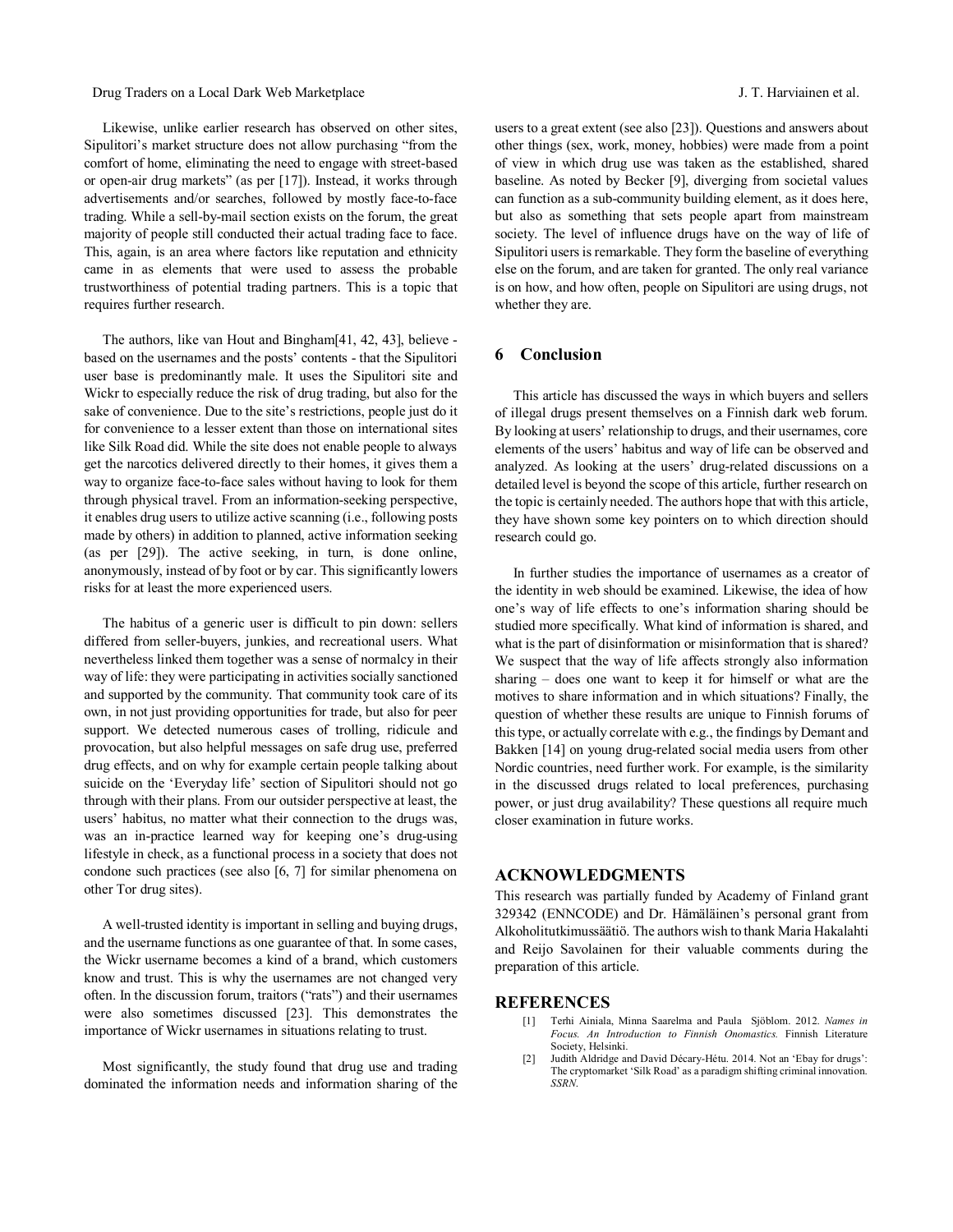Likewise, unlike earlier research has observed on other sites, Sipulitori's market structure does not allow purchasing "from the comfort of home, eliminating the need to engage with street-based or open-air drug markets" (as per [17]). Instead, it works through advertisements and/or searches, followed by mostly face-to-face trading. While a sell-by-mail section exists on the forum, the great majority of people still conducted their actual trading face to face. This, again, is an area where factors like reputation and ethnicity came in as elements that were used to assess the probable trustworthiness of potential trading partners. This is a topic that requires further research.

The authors, like van Hout and Bingham[41, 42, 43], believe - based on the usernames and the posts' contents - that the Sipulitori user base is predominantly male. It uses the Sipulitori site and Wickr to especially reduce the risk of drug trading, but also for the sake of convenience. Due to the site's restrictions, people just do it for convenience to a lesser extent than those on international sites like Silk Road did. While the site does not enable people to always get the narcotics delivered directly to their homes, it gives them a way to organize face-to-face sales without having to look for them through physical travel. From an information-seeking perspective, it enables drug users to utilize active scanning (i.e., following posts made by others) in addition to planned, active information seeking (as per [29]). The active seeking, in turn, is done online, anonymously, instead of by foot or by car. This significantly lowers risks for at least the more experienced users.

The habitus of a generic user is difficult to pin down: sellers differed from seller-buyers, junkies, and recreational users. What nevertheless linked them together was a sense of normalcy in their way of life: they were participating in activities socially sanctioned and supported by the community. That community took care of its own, in not just providing opportunities for trade, but also for peer support. We detected numerous cases of trolling, ridicule and provocation, but also helpful messages on safe drug use, preferred drug effects, and on why for example certain people talking about suicide on the 'Everyday life' section of Sipulitori should not go through with their plans. From our outsider perspective at least, the users' habitus, no matter what their connection to the drugs was, was an in-practice learned way for keeping one's drug-using lifestyle in check, as a functional process in a society that does not condone such practices (see also [6, 7] for similar phenomena on other Tor drug sites).

A well-trusted identity is important in selling and buying drugs, and the username functions as one guarantee of that. In some cases, the Wickr username becomes a kind of a brand, which customers know and trust. This is why the usernames are not changed very often. In the discussion forum, traitors ("rats") and their usernames were also sometimes discussed [23]. This demonstrates the importance of Wickr usernames in situations relating to trust.

Most significantly, the study found that drug use and trading dominated the information needs and information sharing of the users to a great extent (see also [23]). Questions and answers about other things (sex, work, money, hobbies) were made from a point of view in which drug use was taken as the established, shared baseline. As noted by Becker [9], diverging from societal values can function as a sub-community building element, as it does here, but also as something that sets people apart from mainstream society. The level of influence drugs have on the way of life of Sipulitori users is remarkable. They form the baseline of everything else on the forum, and are taken for granted. The only real variance is on how, and how often, people on Sipulitori are using drugs, not whether they are.

## 6 Conclusion

This article has discussed the ways in which buyers and sellers of illegal drugs present themselves on a Finnish dark web forum. By looking at users' relationship to drugs, and their usernames, core elements of the users' habitus and way of life can be observed and analyzed. As looking at the users' drug-related discussions on a detailed level is beyond the scope of this article, further research on the topic is certainly needed. The authors hope that with this article, they have shown some key pointers on to which direction should research could go.

In further studies the importance of usernames as a creator of the identity in web should be examined. Likewise, the idea of how one's way of life effects to one's information sharing should be studied more specifically. What kind of information is shared, and what is the part of disinformation or misinformation that is shared? We suspect that the way of life affects strongly also information sharing – does one want to keep it for himself or what are the motives to share information and in which situations? Finally, the question of whether these results are unique to Finnish forums of this type, or actually correlate with e.g., the findings by Demant and Bakken [14] on young drug-related social media users from other Nordic countries, need further work. For example, is the similarity in the discussed drugs related to local preferences, purchasing power, or just drug availability? These questions all require much closer examination in future works.

## ACKNOWLEDGMENTS

This research was partially funded by Academy of Finland grant 329342 (ENNCODE) and Dr. Hämäläinen's personal grant from Alkoholitutkimussäätiö. The authors wish to thank Maria Hakalahti and Reijo Savolainen for their valuable comments during the preparation of this article.

## REFERENCES

[1] Terhi Ainiala, Minna Saarelma and Paula Sjöblom. 2012. *Names in Focus. An Introduction to Finnish Onomastics.* Finnish Literature Society, Helsinki.

[2] Judith Aldridge and David Décary-Hétu. 2014. Not an 'Ebay for drugs': The cryptomarket 'Silk Road' as a paradigm shifting criminal innovation. *SSRN.*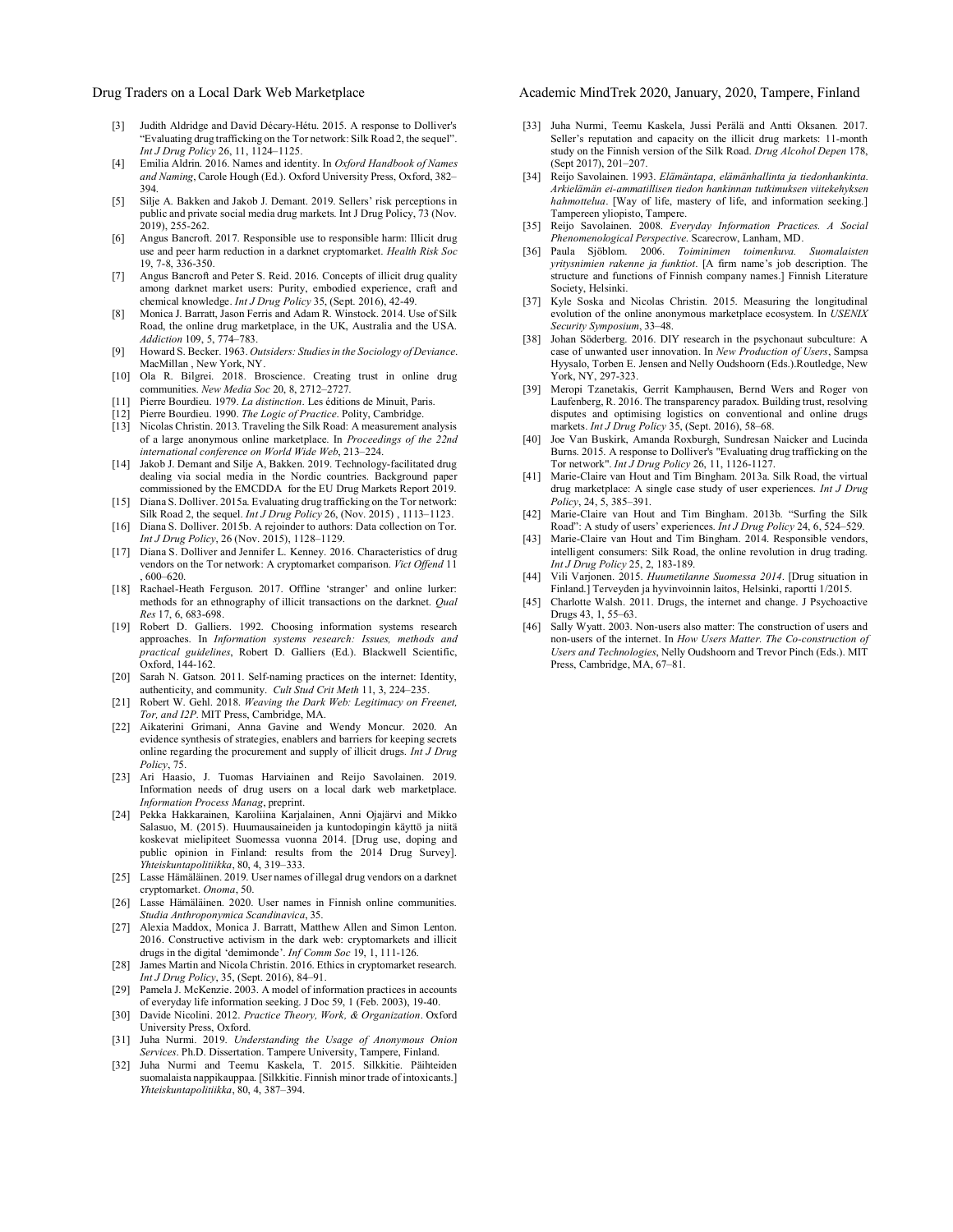[3] Judith Aldridge and David Décary-Hétu. 2015. A response to Dolliver's "Evaluating drug trafficking on the Tor network: Silk Road 2, the sequel". *Int J Drug Policy* 26, 11, 1124–1125.

[4] Emilia Aldrin. 2016. Names and identity. In *Oxford Handbook of Names and Naming*, Carole Hough (Ed.). Oxford University Press, Oxford, 382–394.

[5] Silje A. Bakken and Jakob J. Demant. 2019. Sellers' risk perceptions in public and private social media drug markets. Int J Drug Policy, 73 (Nov. 2019), 255-262.

[6] Angus Bancroft. 2017. Responsible use to responsible harm: Illicit drug use and peer harm reduction in a darknet cryptomarket. *Health Risk Soc* 19, 7-8, 336-350.

[7] Angus Bancroft and Peter S. Reid. 2016. Concepts of illicit drug quality among darknet market users: Purity, embodied experience, craft and chemical knowledge. *Int J Drug Policy* 35, (Sept. 2016), 42-49.

[8] Monica J. Barratt, Jason Ferris and Adam R. Winstock. 2014. Use of Silk Road, the online drug marketplace, in the UK, Australia and the USA. *Addiction* 109, 5, 774–783.

[9] Howard S. Becker. 1963. *Outsiders: Studies in the Sociology of Deviance*. MacMillan , New York, NY.

[10] Ola R. Bilgrei. 2018. Broscience. Creating trust in online drug communities. *New Media Soc* 20, 8, 2712–2727.

[11] Pierre Bourdieu. 1979. *La distinction*. Les éditions de Minuit, Paris.

[12] Pierre Bourdieu. 1990. *The Logic of Practice*. Polity, Cambridge.

[13] Nicolas Christin. 2013. Traveling the Silk Road: A measurement analysis of a large anonymous online marketplace. In *Proceedings of the 22nd international conference on World Wide Web*, 213–224.

[14] Jakob J. Demant and Silje A, Bakken. 2019. Technology-facilitated drug dealing via social media in the Nordic countries. Background paper commissioned by the EMCDDA for the EU Drug Markets Report 2019.

[15] Diana S. Dolliver. 2015a. Evaluating drug trafficking on the Tor network: Silk Road 2, the sequel. *Int J Drug Policy* 26, (Nov. 2015) , 1113–1123.

[16] Diana S. Dolliver. 2015b. A rejoinder to authors: Data collection on Tor. *Int J Drug Policy*, 26 (Nov. 2015), 1128–1129.

[17] Diana S. Dolliver and Jennifer L. Kenney. 2016. Characteristics of drug vendors on the Tor network: A cryptomarket comparison. *Vict Offend* 11 , 600–620.

[18] Rachael-Heath Ferguson. 2017. Offline 'stranger' and online lurker: methods for an ethnography of illicit transactions on the darknet. *Qual Res* 17, 6, 683-698.

[19] Robert D. Galliers. 1992. Choosing information systems research approaches. In *Information systems research: Issues, methods and practical guidelines*, Robert D. Galliers (Ed.). Blackwell Scientific, Oxford, 144-162.

[20] Sarah N. Gatson. 2011. Self-naming practices on the internet: Identity, authenticity, and community. *Cult Stud Crit Meth* 11, 3, 224–235.

[21] Robert W. Gehl. 2018. *Weaving the Dark Web: Legitimacy on Freenet, Tor, and I2P*. MIT Press, Cambridge, MA.

[22] Aikaterini Grimani, Anna Gavine and Wendy Moncur. 2020. An evidence synthesis of strategies, enablers and barriers for keeping secrets online regarding the procurement and supply of illicit drugs. *Int J Drug Policy*, 75.

[23] Ari Haasio, J. Tuomas Harviainen and Reijo Savolainen. 2019. Information needs of drug users on a local dark web marketplace. *Information Process Manag*, preprint.

[24] Pekka Hakkarainen, Karoliina Karjalainen, Anni Ojajärvi and Mikko Salasuo, M. (2015). Huumausaineiden ja kuntodopingin käyttö ja niitä koskevat mielipiteet Suomessa vuonna 2014. [Drug use, doping and public opinion in Finland: results from the 2014 Drug Survey]. *Yhteiskuntapolitiikka*, 80, 4, 319–333.

[25] Lasse Hämäläinen. 2019. User names of illegal drug vendors on a darknet cryptomarket. *Onoma*, 50.

[26] Lasse Hämäläinen. 2020. User names in Finnish online communities. *Studia Anthroponymica Scandinavica*, 35.

[27] Alexia Maddox, Monica J. Barratt, Matthew Allen and Simon Lenton. 2016. Constructive activism in the dark web: cryptomarkets and illicit drugs in the digital 'demimonde'. *Inf Comm Soc* 19, 1, 111-126.

[28] James Martin and Nicola Christin. 2016. Ethics in cryptomarket research. *Int J Drug Policy*, 35, (Sept. 2016), 84–91.

[29] Pamela J. McKenzie. 2003. A model of information practices in accounts of everyday life information seeking. J Doc 59, 1 (Feb. 2003), 19-40.

[30] Davide Nicolini. 2012. *Practice Theory, Work, & Organization*. Oxford University Press, Oxford.

[31] Juha Nurmi. 2019. *Understanding the Usage of Anonymous Onion Services*. Ph.D. Dissertation. Tampere University, Tampere, Finland.

[32] Juha Nurmi and Teemu Kaskela, T. 2015. Silkkitie. Päihteiden suomalaista nappikauppaa. [Silkkitie. Finnish minor trade of intoxicants.] *Yhteiskuntapolitiikka*, 80, 4, 387–394.

[33] Juha Nurmi, Teemu Kaskela, Jussi Perälä and Antti Oksanen. 2017. Seller's reputation and capacity on the illicit drug markets: 11-month study on the Finnish version of the Silk Road. *Drug Alcohol Depen* 178, (Sept 2017), 201–207.

[34] Reijo Savolainen. 1993. *Elämäntapa, elämänhallinta ja tiedonhankinta. Arkielämän ei-ammatillisen tiedon hankinnan tutkimuksen viitekehyksen hahmottelua*. [Way of life, mastery of life, and information seeking.] Tampereen yliopisto, Tampere.

[35] Reijo Savolainen. 2008. *Everyday Information Practices. A Social Phenomenological Perspective*. Scarecrow, Lanham, MD.

[36] Paula Sjöblom. 2006. *Toiminimen toimenkuva. Suomalaisten yritysnimien rakenne ja funktiot*. [A firm name's job description. The structure and functions of Finnish company names.] Finnish Literature Society, Helsinki.

[37] Kyle Soska and Nicolas Christin. 2015. Measuring the longitudinal evolution of the online anonymous marketplace ecosystem. In *USENIX Security Symposium*, 33–48.

[38] Johan Söderberg. 2016. DIY research in the psychonaut subculture: A case of unwanted user innovation. In *New Production of Users*, Sampsa Hyysalo, Torben E. Jensen and Nelly Oudshoorn (Eds.).Routledge, New York, NY, 297-323.

[39] Meropi Tzanetakis, Gerrit Kamphausen, Bernd Wers and Roger von Laufenberg, R. 2016. The transparency paradox. Building trust, resolving disputes and optimising logistics on conventional and online drugs markets. *Int J Drug Policy* 35, (Sept. 2016), 58–68.

[40] Joe Van Buskirk, Amanda Roxburgh, Sundresan Naicker and Lucinda Burns. 2015. A response to Dolliver's "Evaluating drug trafficking on the Tor network". *Int J Drug Policy* 26, 11, 1126-1127.

[41] Marie-Claire van Hout and Tim Bingham. 2013a. Silk Road, the virtual drug marketplace: A single case study of user experiences. *Int J Drug Policy*, 24, 5, 385–391.

[42] Marie-Claire van Hout and Tim Bingham. 2013b. "Surfing the Silk Road": A study of users' experiences. *Int J Drug Policy* 24, 6, 524–529.

[43] Marie-Claire van Hout and Tim Bingham. 2014. Responsible vendors, intelligent consumers: Silk Road, the online revolution in drug trading. *Int J Drug Policy* 25, 2, 183-189.

[44] Vili Varjonen. 2015. *Huumetilanne Suomessa 2014*. [Drug situation in Finland.] Terveyden ja hyvinvoinnin laitos, Helsinki, raportti 1/2015.

[45] Charlotte Walsh. 2011. Drugs, the internet and change. J Psychoactive Drugs 43, 1, 55–63.

[46] Sally Wyatt. 2003. Non-users also matter: The construction of users and non-users of the internet. In *How Users Matter. The Co-construction of Users and Technologies*, Nelly Oudshoorn and Trevor Pinch (Eds.). MIT Press, Cambridge, MA, 67–81.